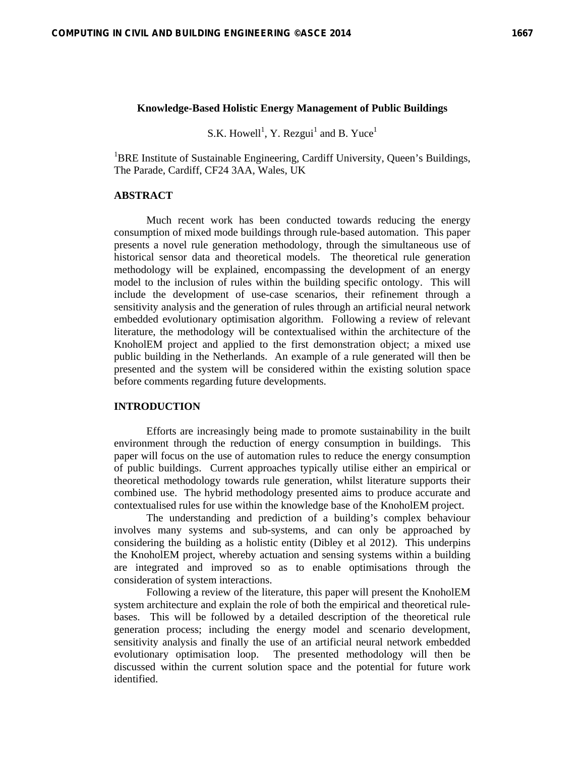# Knowledge-Based Holistic Energy Management of Public Buildings

S.K. Howell[1], Y. Rezgui[1] and B. Yuce[1]

[1]BRE Institute of Sustainable Engineering, Cardiff University, Queen's Buildings, The Parade, Cardiff, CF24 3AA, Wales, UK

## ABSTRACT

Much recent work has been conducted towards reducing the energy consumption of mixed mode buildings through rule-based automation. This paper presents a novel rule generation methodology, through the simultaneous use of historical sensor data and theoretical models. The theoretical rule generation methodology will be explained, encompassing the development of an energy model to the inclusion of rules within the building specific ontology. This will include the development of use-case scenarios, their refinement through a sensitivity analysis and the generation of rules through an artificial neural network embedded evolutionary optimisation algorithm. Following a review of relevant literature, the methodology will be contextualised within the architecture of the KnoholEM project and applied to the first demonstration object; a mixed use public building in the Netherlands. An example of a rule generated will then be presented and the system will be considered within the existing solution space before comments regarding future developments.

## INTRODUCTION

Efforts are increasingly being made to promote sustainability in the built environment through the reduction of energy consumption in buildings. This paper will focus on the use of automation rules to reduce the energy consumption of public buildings. Current approaches typically utilise either an empirical or theoretical methodology towards rule generation, whilst literature supports their combined use. The hybrid methodology presented aims to produce accurate and contextualised rules for use within the knowledge base of the KnoholEM project.

The understanding and prediction of a building's complex behaviour involves many systems and sub-systems, and can only be approached by considering the building as a holistic entity (Dibley et al 2012). This underpins the KnoholEM project, whereby actuation and sensing systems within a building are integrated and improved so as to enable optimisations through the consideration of system interactions.

Following a review of the literature, this paper will present the KnoholEM system architecture and explain the role of both the empirical and theoretical rule-bases. This will be followed by a detailed description of the theoretical rule generation process; including the energy model and scenario development, sensitivity analysis and finally the use of an artificial neural network embedded evolutionary optimisation loop. The presented methodology will then be discussed within the current solution space and the potential for future work identified.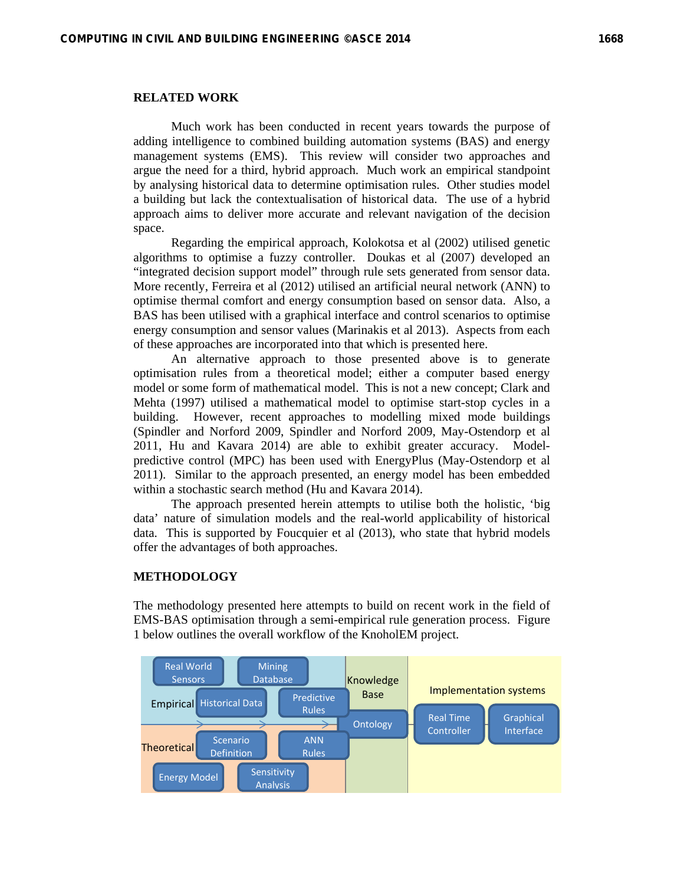## RELATED WORK

Much work has been conducted in recent years towards the purpose of adding intelligence to combined building automation systems (BAS) and energy management systems (EMS). This review will consider two approaches and argue the need for a third, hybrid approach. Much work an empirical standpoint by analysing historical data to determine optimisation rules. Other studies model a building but lack the contextualisation of historical data. The use of a hybrid approach aims to deliver more accurate and relevant navigation of the decision space.

Regarding the empirical approach, Kolokotsa et al (2002) utilised genetic algorithms to optimise a fuzzy controller. Doukas et al (2007) developed an "integrated decision support model" through rule sets generated from sensor data. More recently, Ferreira et al (2012) utilised an artificial neural network (ANN) to optimise thermal comfort and energy consumption based on sensor data. Also, a BAS has been utilised with a graphical interface and control scenarios to optimise energy consumption and sensor values (Marinakis et al 2013). Aspects from each of these approaches are incorporated into that which is presented here.

An alternative approach to those presented above is to generate optimisation rules from a theoretical model; either a computer based energy model or some form of mathematical model. This is not a new concept; Clark and Mehta (1997) utilised a mathematical model to optimise start-stop cycles in a building. However, recent approaches to modelling mixed mode buildings (Spindler and Norford 2009, Spindler and Norford 2009, May-Ostendorp et al 2011, Hu and Kavara 2014) are able to exhibit greater accuracy. Model-predictive control (MPC) has been used with EnergyPlus (May-Ostendorp et al 2011). Similar to the approach presented, an energy model has been embedded within a stochastic search method (Hu and Kavara 2014).

The approach presented herein attempts to utilise both the holistic, 'big data' nature of simulation models and the real-world applicability of historical data. This is supported by Foucquier et al (2013), who state that hybrid models offer the advantages of both approaches.

## METHODOLOGY

The methodology presented here attempts to build on recent work in the field of EMS-BAS optimisation through a semi-empirical rule generation process. Figure 1 below outlines the overall workflow of the KnoholEM project.

Real World Sensors | Mining Database | Knowledge Base | Implementation systems

Empirical | Historical Data | Predictive Rules | Ontology | Real Time Controller | Graphical Interface

Theoretical | Scenario Definition | ANN Rules

Energy Model | Sensitivity Analysis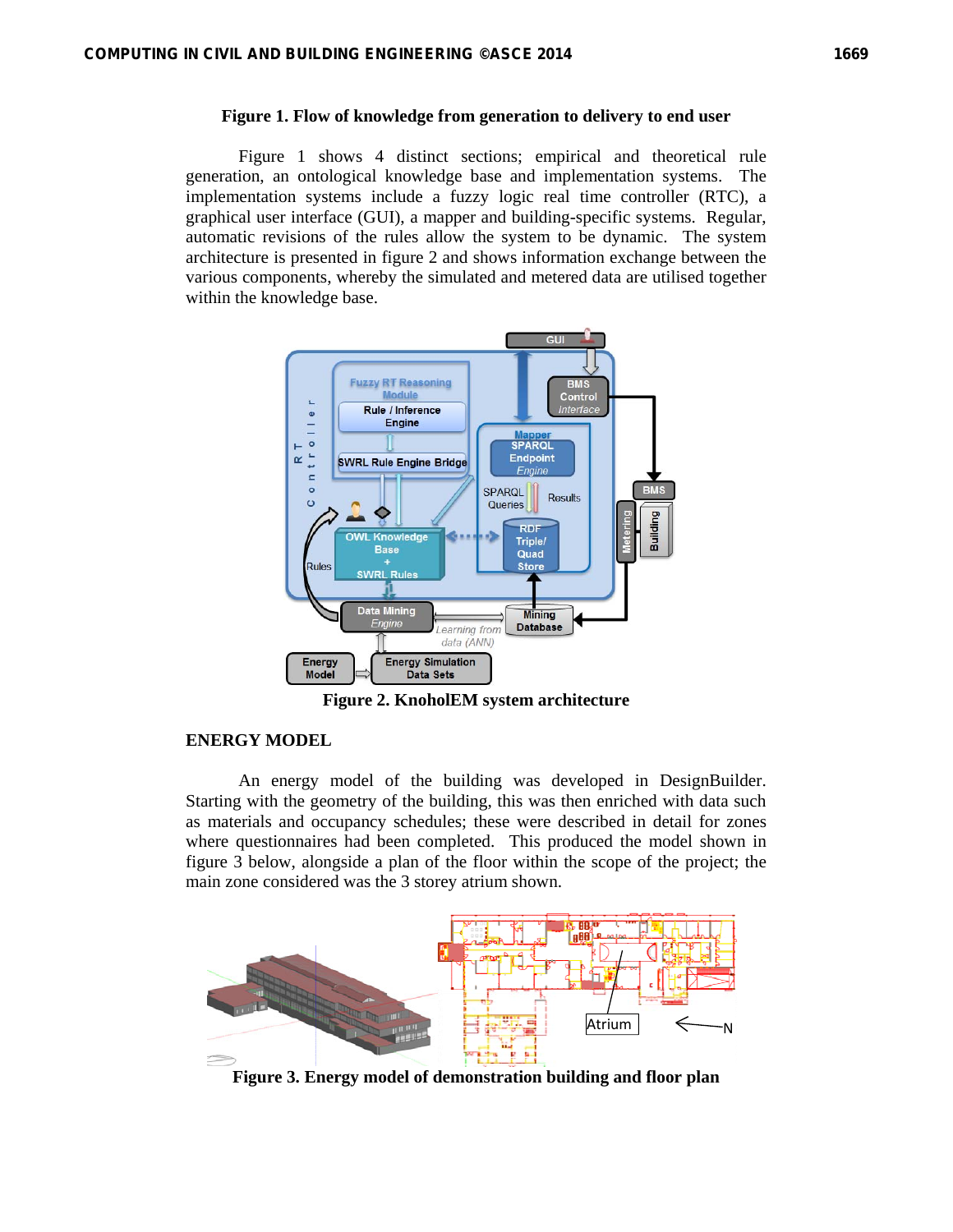**Figure 1. Flow of knowledge from generation to delivery to end user**

Figure 1 shows 4 distinct sections; empirical and theoretical rule generation, an ontological knowledge base and implementation systems. The implementation systems include a fuzzy logic real time controller (RTC), a graphical user interface (GUI), a mapper and building-specific systems. Regular, automatic revisions of the rules allow the system to be dynamic. The system architecture is presented in figure 2 and shows information exchange between the various components, whereby the simulated and metered data are utilised together within the knowledge base.

**Figure 2. KnoholEM system architecture**

## ENERGY MODEL

An energy model of the building was developed in DesignBuilder. Starting with the geometry of the building, this was then enriched with data such as materials and occupancy schedules; these were described in detail for zones where questionnaires had been completed. This produced the model shown in figure 3 below, alongside a plan of the floor within the scope of the project; the main zone considered was the 3 storey atrium shown.

**Figure 3. Energy model of demonstration building and floor plan**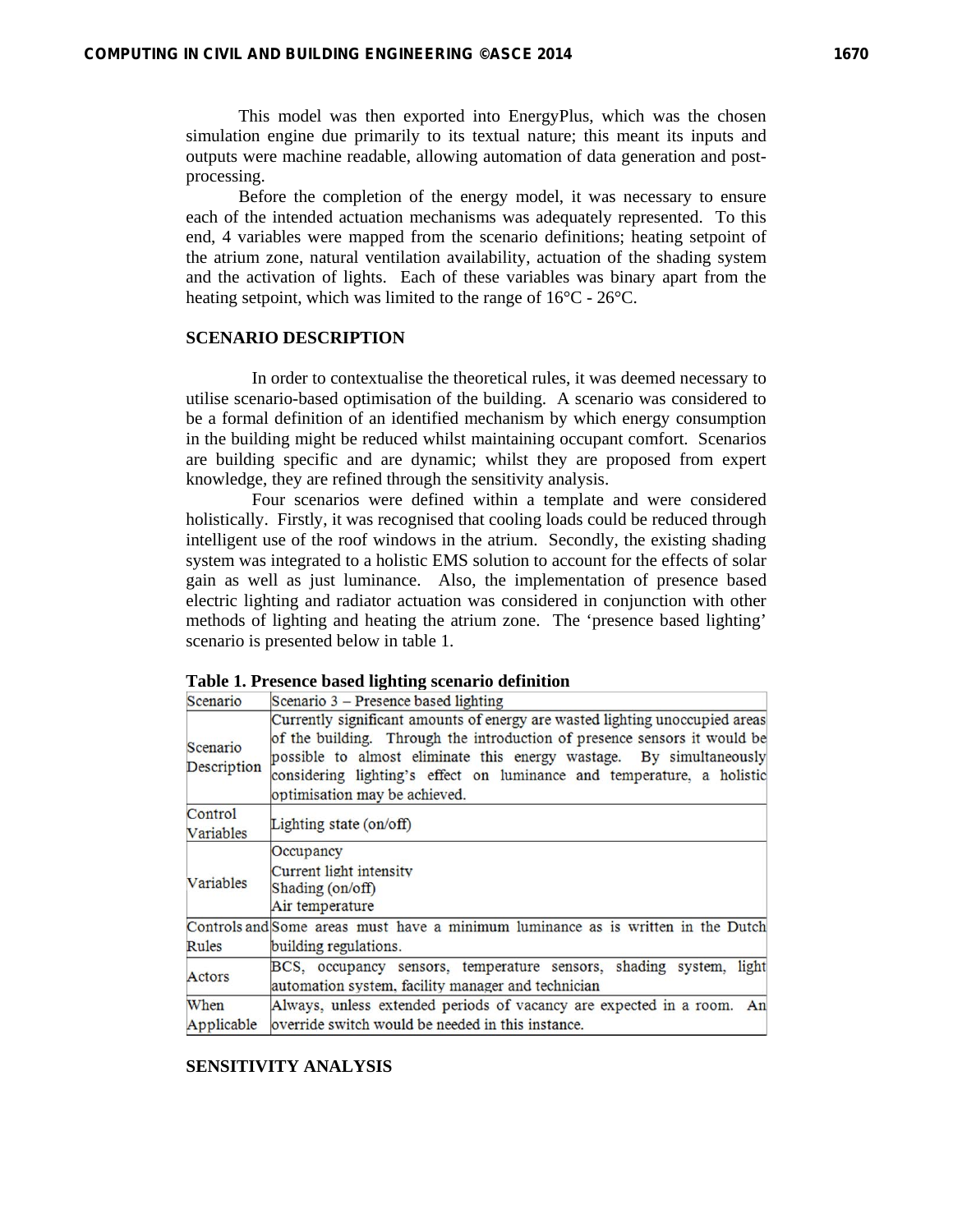This model was then exported into EnergyPlus, which was the chosen simulation engine due primarily to its textual nature; this meant its inputs and outputs were machine readable, allowing automation of data generation and post-processing.

Before the completion of the energy model, it was necessary to ensure each of the intended actuation mechanisms was adequately represented. To this end, 4 variables were mapped from the scenario definitions; heating setpoint of the atrium zone, natural ventilation availability, actuation of the shading system and the activation of lights. Each of these variables was binary apart from the heating setpoint, which was limited to the range of 16°C - 26°C.

## SCENARIO DESCRIPTION

In order to contextualise the theoretical rules, it was deemed necessary to utilise scenario-based optimisation of the building. A scenario was considered to be a formal definition of an identified mechanism by which energy consumption in the building might be reduced whilst maintaining occupant comfort. Scenarios are building specific and are dynamic; whilst they are proposed from expert knowledge, they are refined through the sensitivity analysis.

Four scenarios were defined within a template and were considered holistically. Firstly, it was recognised that cooling loads could be reduced through intelligent use of the roof windows in the atrium. Secondly, the existing shading system was integrated to a holistic EMS solution to account for the effects of solar gain as well as just luminance. Also, the implementation of presence based electric lighting and radiator actuation was considered in conjunction with other methods of lighting and heating the atrium zone. The 'presence based lighting' scenario is presented below in table 1.

**Table 1. Presence based lighting scenario definition**

| Scenario | Scenario 3 – Presence based lighting |
|---|---|
| Scenario Description | Currently significant amounts of energy are wasted lighting unoccupied areas of the building. Through the introduction of presence sensors it would be possible to almost eliminate this energy wastage. By simultaneously considering lighting's effect on luminance and temperature, a holistic optimisation may be achieved. |
| Control Variables | Lighting state (on/off) |
| Variables | Occupancy<br>Current light intensity<br>Shading (on/off)<br>Air temperature |
| Controls and Rules | Some areas must have a minimum luminance as is written in the Dutch building regulations. |
| Actors | BCS, occupancy sensors, temperature sensors, shading system, light automation system, facility manager and technician |
| When Applicable | Always, unless extended periods of vacancy are expected in a room. An override switch would be needed in this instance. |

## SENSITIVITY ANALYSIS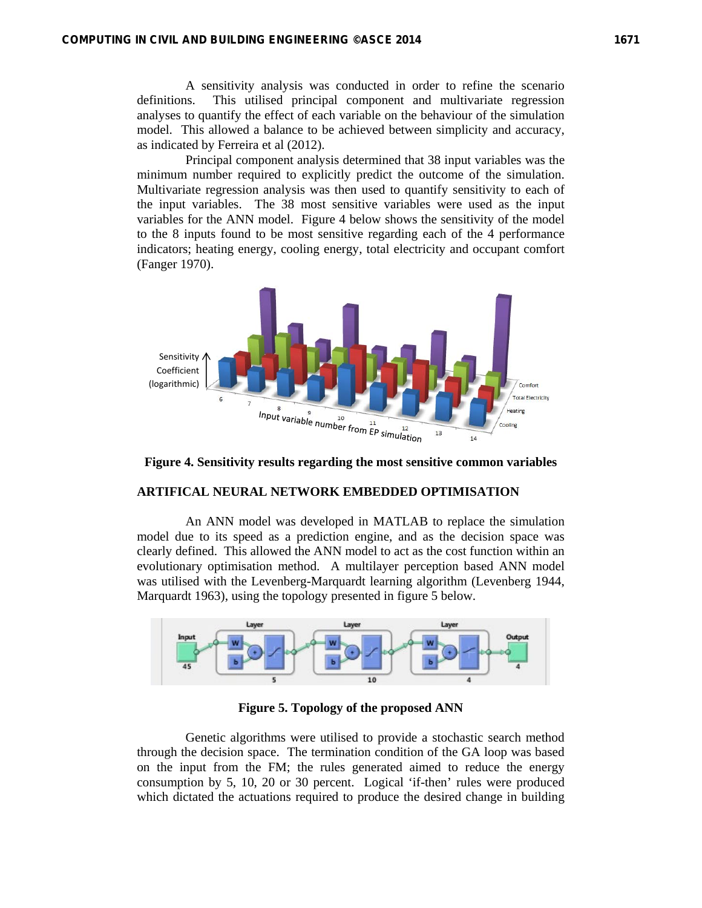A sensitivity analysis was conducted in order to refine the scenario definitions. This utilised principal component and multivariate regression analyses to quantify the effect of each variable on the behaviour of the simulation model. This allowed a balance to be achieved between simplicity and accuracy, as indicated by Ferreira et al (2012).

Principal component analysis determined that 38 input variables was the minimum number required to explicitly predict the outcome of the simulation. Multivariate regression analysis was then used to quantify sensitivity to each of the input variables. The 38 most sensitive variables were used as the input variables for the ANN model. Figure 4 below shows the sensitivity of the model to the 8 inputs found to be most sensitive regarding each of the 4 performance indicators; heating energy, cooling energy, total electricity and occupant comfort (Fanger 1970).

**Figure 4. Sensitivity results regarding the most sensitive common variables**

## ARTIFICAL NEURAL NETWORK EMBEDDED OPTIMISATION

An ANN model was developed in MATLAB to replace the simulation model due to its speed as a prediction engine, and as the decision space was clearly defined. This allowed the ANN model to act as the cost function within an evolutionary optimisation method. A multilayer perception based ANN model was utilised with the Levenberg-Marquardt learning algorithm (Levenberg 1944, Marquardt 1963), using the topology presented in figure 5 below.

**Figure 5. Topology of the proposed ANN**

Genetic algorithms were utilised to provide a stochastic search method through the decision space. The termination condition of the GA loop was based on the input from the FM; the rules generated aimed to reduce the energy consumption by 5, 10, 20 or 30 percent. Logical 'if-then' rules were produced which dictated the actuations required to produce the desired change in building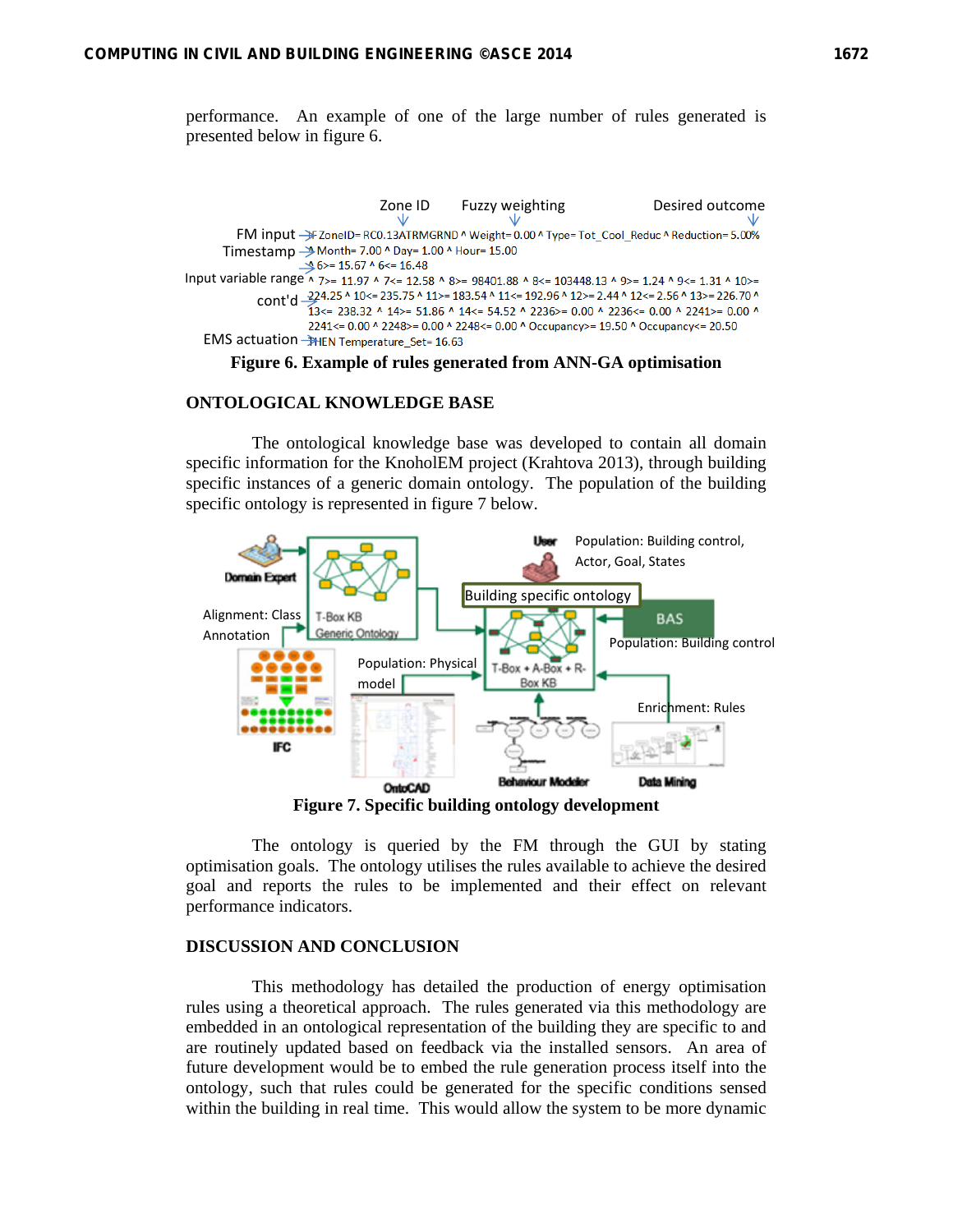performance. An example of one of the large number of rules generated is presented below in figure 6.

Figure 6. Example of rules generated from ANN-GA optimisation

## ONTOLOGICAL KNOWLEDGE BASE

The ontological knowledge base was developed to contain all domain specific information for the KnoholEM project (Krahtova 2013), through building specific instances of a generic domain ontology. The population of the building specific ontology is represented in figure 7 below.

Figure 7. Specific building ontology development

The ontology is queried by the FM through the GUI by stating optimisation goals. The ontology utilises the rules available to achieve the desired goal and reports the rules to be implemented and their effect on relevant performance indicators.

## DISCUSSION AND CONCLUSION

This methodology has detailed the production of energy optimisation rules using a theoretical approach. The rules generated via this methodology are embedded in an ontological representation of the building they are specific to and are routinely updated based on feedback via the installed sensors. An area of future development would be to embed the rule generation process itself into the ontology, such that rules could be generated for the specific conditions sensed within the building in real time. This would allow the system to be more dynamic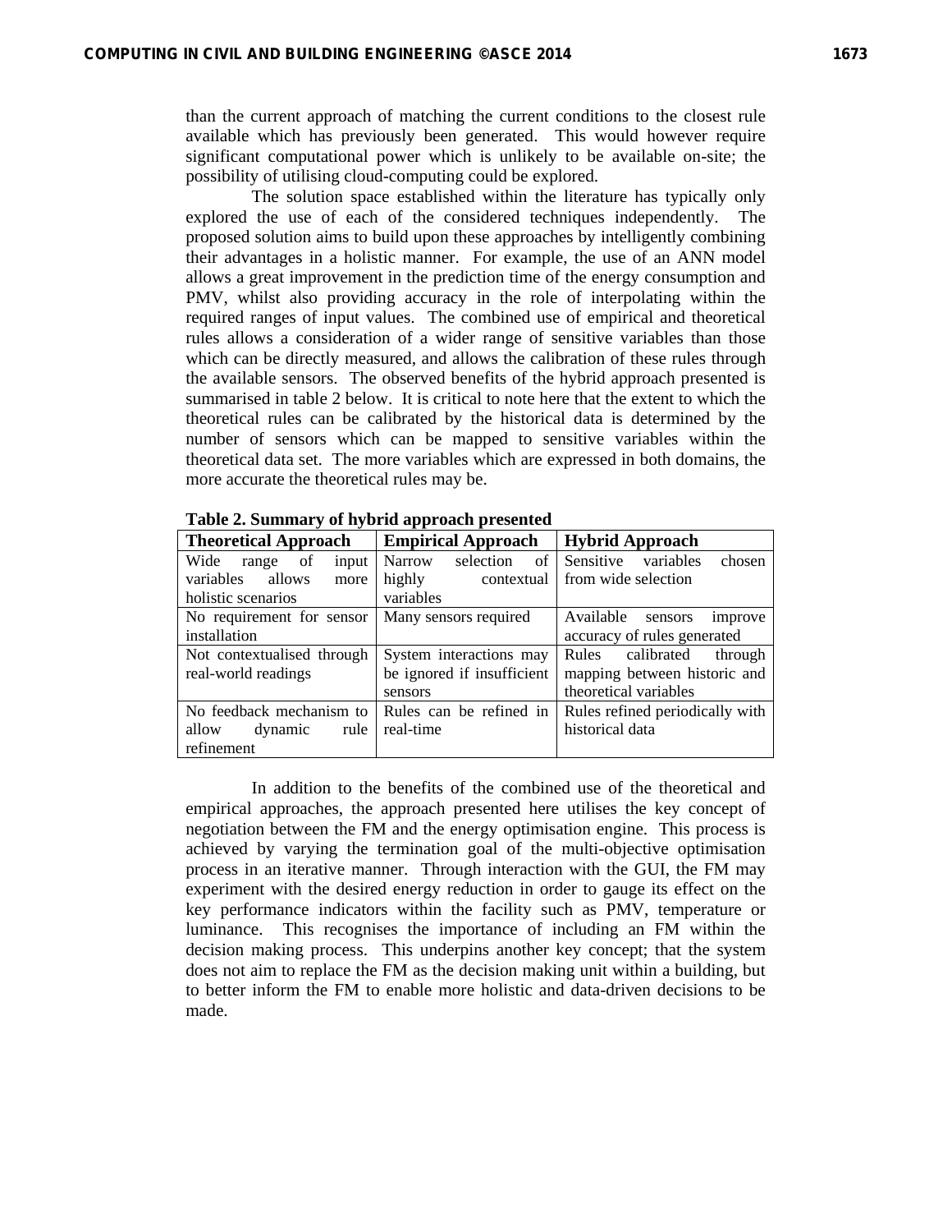than the current approach of matching the current conditions to the closest rule available which has previously been generated. This would however require significant computational power which is unlikely to be available on-site; the possibility of utilising cloud-computing could be explored.

The solution space established within the literature has typically only explored the use of each of the considered techniques independently. The proposed solution aims to build upon these approaches by intelligently combining their advantages in a holistic manner. For example, the use of an ANN model allows a great improvement in the prediction time of the energy consumption and PMV, whilst also providing accuracy in the role of interpolating within the required ranges of input values. The combined use of empirical and theoretical rules allows a consideration of a wider range of sensitive variables than those which can be directly measured, and allows the calibration of these rules through the available sensors. The observed benefits of the hybrid approach presented is summarised in table 2 below. It is critical to note here that the extent to which the theoretical rules can be calibrated by the historical data is determined by the number of sensors which can be mapped to sensitive variables within the theoretical data set. The more variables which are expressed in both domains, the more accurate the theoretical rules may be.

**Table 2. Summary of hybrid approach presented**

| Theoretical Approach | Empirical Approach | Hybrid Approach |
|---|---|---|
| Wide range of input variables allows more holistic scenarios | Narrow selection of highly contextual variables | Sensitive variables chosen from wide selection |
| No requirement for sensor installation | Many sensors required | Available sensors improve accuracy of rules generated |
| Not contextualised through real-world readings | System interactions may be ignored if insufficient sensors | Rules calibrated through mapping between historic and theoretical variables |
| No feedback mechanism to allow dynamic rule refinement | Rules can be refined in real-time | Rules refined periodically with historical data |

In addition to the benefits of the combined use of the theoretical and empirical approaches, the approach presented here utilises the key concept of negotiation between the FM and the energy optimisation engine. This process is achieved by varying the termination goal of the multi-objective optimisation process in an iterative manner. Through interaction with the GUI, the FM may experiment with the desired energy reduction in order to gauge its effect on the key performance indicators within the facility such as PMV, temperature or luminance. This recognises the importance of including an FM within the decision making process. This underpins another key concept; that the system does not aim to replace the FM as the decision making unit within a building, but to better inform the FM to enable more holistic and data-driven decisions to be made.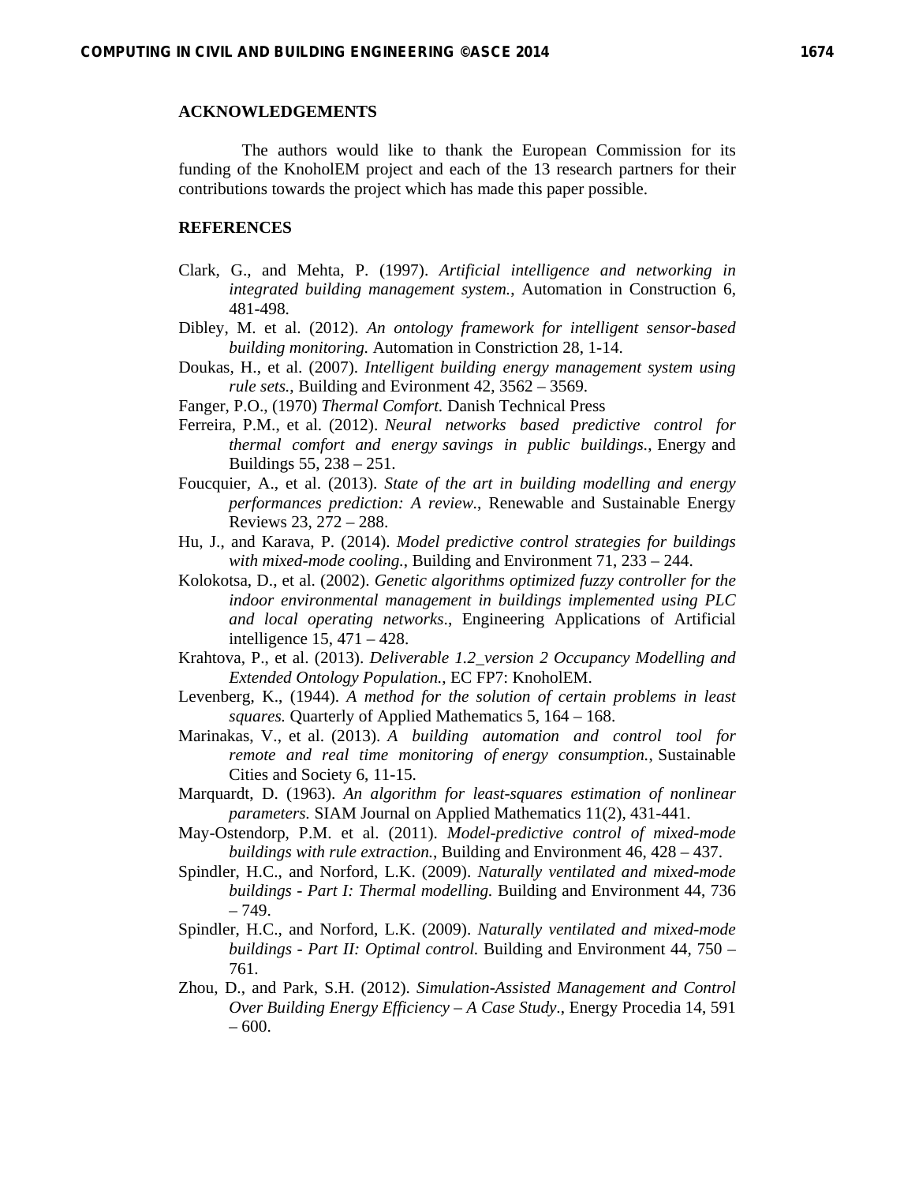## ACKNOWLEDGEMENTS

The authors would like to thank the European Commission for its funding of the KnoholEM project and each of the 13 research partners for their contributions towards the project which has made this paper possible.

## REFERENCES

Clark, G., and Mehta, P. (1997). *Artificial intelligence and networking in integrated building management system.*, Automation in Construction 6, 481-498.

Dibley, M. et al. (2012). *An ontology framework for intelligent sensor-based building monitoring.* Automation in Constriction 28, 1-14.

Doukas, H., et al. (2007). *Intelligent building energy management system using rule sets.*, Building and Evironment 42, 3562 – 3569.

Fanger, P.O., (1970) *Thermal Comfort.* Danish Technical Press

Ferreira, P.M., et al. (2012). *Neural networks based predictive control for thermal comfort and energy savings in public buildings.*, Energy and Buildings 55, 238 – 251.

Foucquier, A., et al. (2013). *State of the art in building modelling and energy performances prediction: A review.*, Renewable and Sustainable Energy Reviews 23, 272 – 288.

Hu, J., and Karava, P. (2014). *Model predictive control strategies for buildings with mixed-mode cooling.*, Building and Environment 71, 233 – 244.

Kolokotsa, D., et al. (2002). *Genetic algorithms optimized fuzzy controller for the indoor environmental management in buildings implemented using PLC and local operating networks.*, Engineering Applications of Artificial intelligence 15, 471 – 428.

Krahtova, P., et al. (2013). *Deliverable 1.2_version 2 Occupancy Modelling and Extended Ontology Population.*, EC FP7: KnoholEM.

Levenberg, K., (1944). *A method for the solution of certain problems in least squares.* Quarterly of Applied Mathematics 5, 164 – 168.

Marinakas, V., et al. (2013). *A building automation and control tool for remote and real time monitoring of energy consumption.*, Sustainable Cities and Society 6, 11-15.

Marquardt, D. (1963). *An algorithm for least-squares estimation of nonlinear parameters.* SIAM Journal on Applied Mathematics 11(2), 431-441.

May-Ostendorp, P.M. et al. (2011). *Model-predictive control of mixed-mode buildings with rule extraction.*, Building and Environment 46, 428 – 437.

Spindler, H.C., and Norford, L.K. (2009). *Naturally ventilated and mixed-mode buildings - Part I: Thermal modelling.* Building and Environment 44, 736 – 749.

Spindler, H.C., and Norford, L.K. (2009). *Naturally ventilated and mixed-mode buildings - Part II: Optimal control.* Building and Environment 44, 750 – 761.

Zhou, D., and Park, S.H. (2012). *Simulation-Assisted Management and Control Over Building Energy Efficiency – A Case Study.*, Energy Procedia 14, 591 – 600.